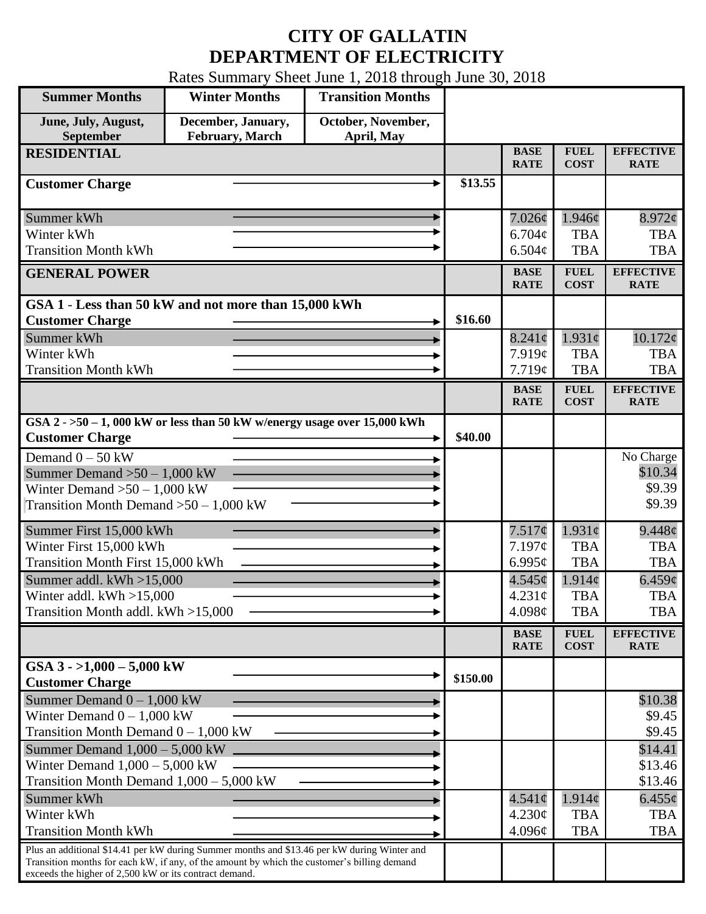# CITY OF GALLATIN
# DEPARTMENT OF ELECTRICITY

Rates Summary Sheet June 1, 2018 through June 30, 2018

| Summer Months | Winter Months | Transition Months |
|---|---|---|
| June, July, August, September | December, January, February, March | October, November, April, May |

| RESIDENTIAL | | BASE RATE | FUEL COST | EFFECTIVE RATE |
|---|---|---|---|---|
| Customer Charge | $13.55 | | | |
| Summer kWh | | 7.026¢ | 1.946¢ | 8.972¢ |
| Winter kWh | | 6.704¢ | TBA | TBA |
| Transition Month kWh | | 6.504¢ | TBA | TBA |

| GENERAL POWER | | BASE RATE | FUEL COST | EFFECTIVE RATE |
|---|---|---|---|---|
| **GSA 1 - Less than 50 kW and not more than 15,000 kWh** | | | | |
| Customer Charge | $16.60 | | | |
| Summer kWh | | 8.241¢ | 1.931¢ | 10.172¢ |
| Winter kWh | | 7.919¢ | TBA | TBA |
| Transition Month kWh | | 7.719¢ | TBA | TBA |

| | | BASE RATE | FUEL COST | EFFECTIVE RATE |
|---|---|---|---|---|
| **GSA 2 - >50 – 1, 000 kW or less than 50 kW w/energy usage over 15,000 kWh** | | | | |
| Customer Charge | $40.00 | | | |
| Demand 0 – 50 kW | | | | No Charge |
| Summer Demand >50 – 1,000 kW | | | | $10.34 |
| Winter Demand >50 – 1,000 kW | | | | $9.39 |
| Transition Month Demand >50 – 1,000 kW | | | | $9.39 |
| Summer First 15,000 kWh | | 7.517¢ | 1.931¢ | 9.448¢ |
| Winter First 15,000 kWh | | 7.197¢ | TBA | TBA |
| Transition Month First 15,000 kWh | | 6.995¢ | TBA | TBA |
| Summer addl. kWh >15,000 | | 4.545¢ | 1.914¢ | 6.459¢ |
| Winter addl. kWh >15,000 | | 4.231¢ | TBA | TBA |
| Transition Month addl. kWh >15,000 | | 4.098¢ | TBA | TBA |

| | | BASE RATE | FUEL COST | EFFECTIVE RATE |
|---|---|---|---|---|
| **GSA 3 - >1,000 – 5,000 kW** | | | | |
| Customer Charge | $150.00 | | | |
| Summer Demand 0 – 1,000 kW | | | | $10.38 |
| Winter Demand 0 – 1,000 kW | | | | $9.45 |
| Transition Month Demand 0 – 1,000 kW | | | | $9.45 |
| Summer Demand 1,000 – 5,000 kW | | | | $14.41 |
| Winter Demand 1,000 – 5,000 kW | | | | $13.46 |
| Transition Month Demand 1,000 – 5,000 kW | | | | $13.46 |
| Summer kWh | | 4.541¢ | 1.914¢ | 6.455¢ |
| Winter kWh | | 4.230¢ | TBA | TBA |
| Transition Month kWh | | 4.096¢ | TBA | TBA |
| Plus an additional $14.41 per kW during Summer months and $13.46 per kW during Winter and Transition months for each kW, if any, of the amount by which the customer's billing demand exceeds the higher of 2,500 kW or its contract demand. | | | | |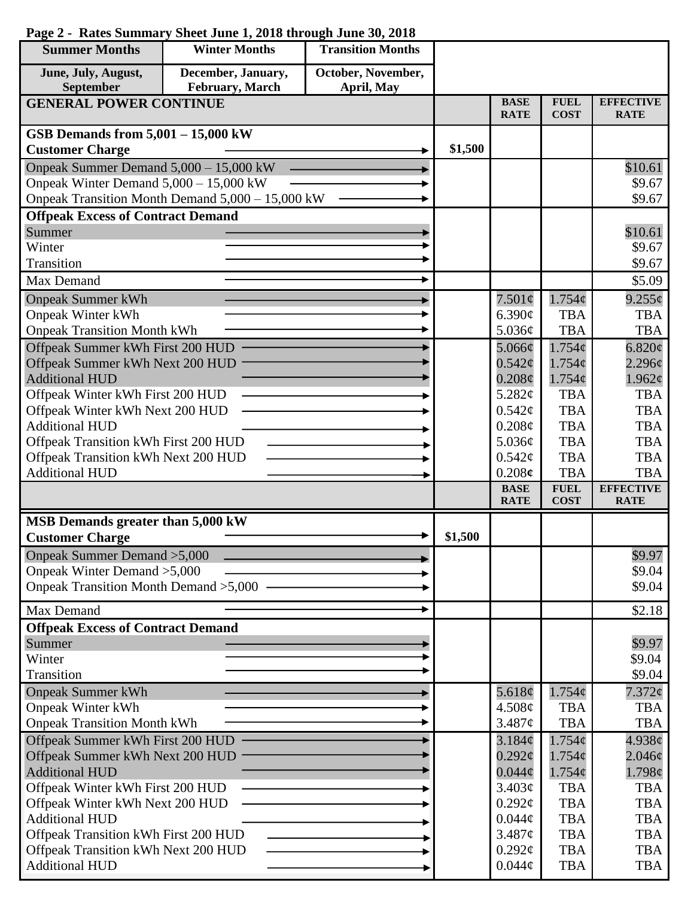**Page 2 - Rates Summary Sheet June 1, 2018 through June 30, 2018**

| Summer Months | Winter Months | Transition Months |
|---|---|---|
| June, July, August, September | December, January, February, March | October, November, April, May |

| GENERAL POWER CONTINUE | | BASE RATE | FUEL COST | EFFECTIVE RATE |
|---|---|---|---|---|
| **GSB Demands from 5,001 – 15,000 kW** | | | | |
| **Customer Charge** | $1,500 | | | |
| Onpeak Summer Demand 5,000 – 15,000 kW | | | | $10.61 |
| Onpeak Winter Demand 5,000 – 15,000 kW | | | | $9.67 |
| Onpeak Transition Month Demand 5,000 – 15,000 kW | | | | $9.67 |
| **Offpeak Excess of Contract Demand** | | | | |
| Summer | | | | $10.61 |
| Winter | | | | $9.67 |
| Transition | | | | $9.67 |
| Max Demand | | | | $5.09 |
| Onpeak Summer kWh | | 7.501¢ | 1.754¢ | 9.255¢ |
| Onpeak Winter kWh | | 6.390¢ | TBA | TBA |
| Onpeak Transition Month kWh | | 5.036¢ | TBA | TBA |
| Offpeak Summer kWh First 200 HUD | | 5.066¢ | 1.754¢ | 6.820¢ |
| Offpeak Summer kWh Next 200 HUD | | 0.542¢ | 1.754¢ | 2.296¢ |
| Additional HUD | | 0.208¢ | 1.754¢ | 1.962¢ |
| Offpeak Winter kWh First 200 HUD | | 5.282¢ | TBA | TBA |
| Offpeak Winter kWh Next 200 HUD | | 0.542¢ | TBA | TBA |
| Additional HUD | | 0.208¢ | TBA | TBA |
| Offpeak Transition kWh First 200 HUD | | 5.036¢ | TBA | TBA |
| Offpeak Transition kWh Next 200 HUD | | 0.542¢ | TBA | TBA |
| Additional HUD | | 0.208¢ | TBA | TBA |

| | | BASE RATE | FUEL COST | EFFECTIVE RATE |
|---|---|---|---|---|
| **MSB Demands greater than 5,000 kW** | | | | |
| **Customer Charge** | $1,500 | | | |
| Onpeak Summer Demand >5,000 | | | | $9.97 |
| Onpeak Winter Demand >5,000 | | | | $9.04 |
| Onpeak Transition Month Demand >5,000 | | | | $9.04 |
| Max Demand | | | | $2.18 |
| **Offpeak Excess of Contract Demand** | | | | |
| Summer | | | | $9.97 |
| Winter | | | | $9.04 |
| Transition | | | | $9.04 |
| Onpeak Summer kWh | | 5.618¢ | 1.754¢ | 7.372¢ |
| Onpeak Winter kWh | | 4.508¢ | TBA | TBA |
| Onpeak Transition Month kWh | | 3.487¢ | TBA | TBA |
| Offpeak Summer kWh First 200 HUD | | 3.184¢ | 1.754¢ | 4.938¢ |
| Offpeak Summer kWh Next 200 HUD | | 0.292¢ | 1.754¢ | 2.046¢ |
| Additional HUD | | 0.044¢ | 1.754¢ | 1.798¢ |
| Offpeak Winter kWh First 200 HUD | | 3.403¢ | TBA | TBA |
| Offpeak Winter kWh Next 200 HUD | | 0.292¢ | TBA | TBA |
| Additional HUD | | 0.044¢ | TBA | TBA |
| Offpeak Transition kWh First 200 HUD | | 3.487¢ | TBA | TBA |
| Offpeak Transition kWh Next 200 HUD | | 0.292¢ | TBA | TBA |
| Additional HUD | | 0.044¢ | TBA | TBA |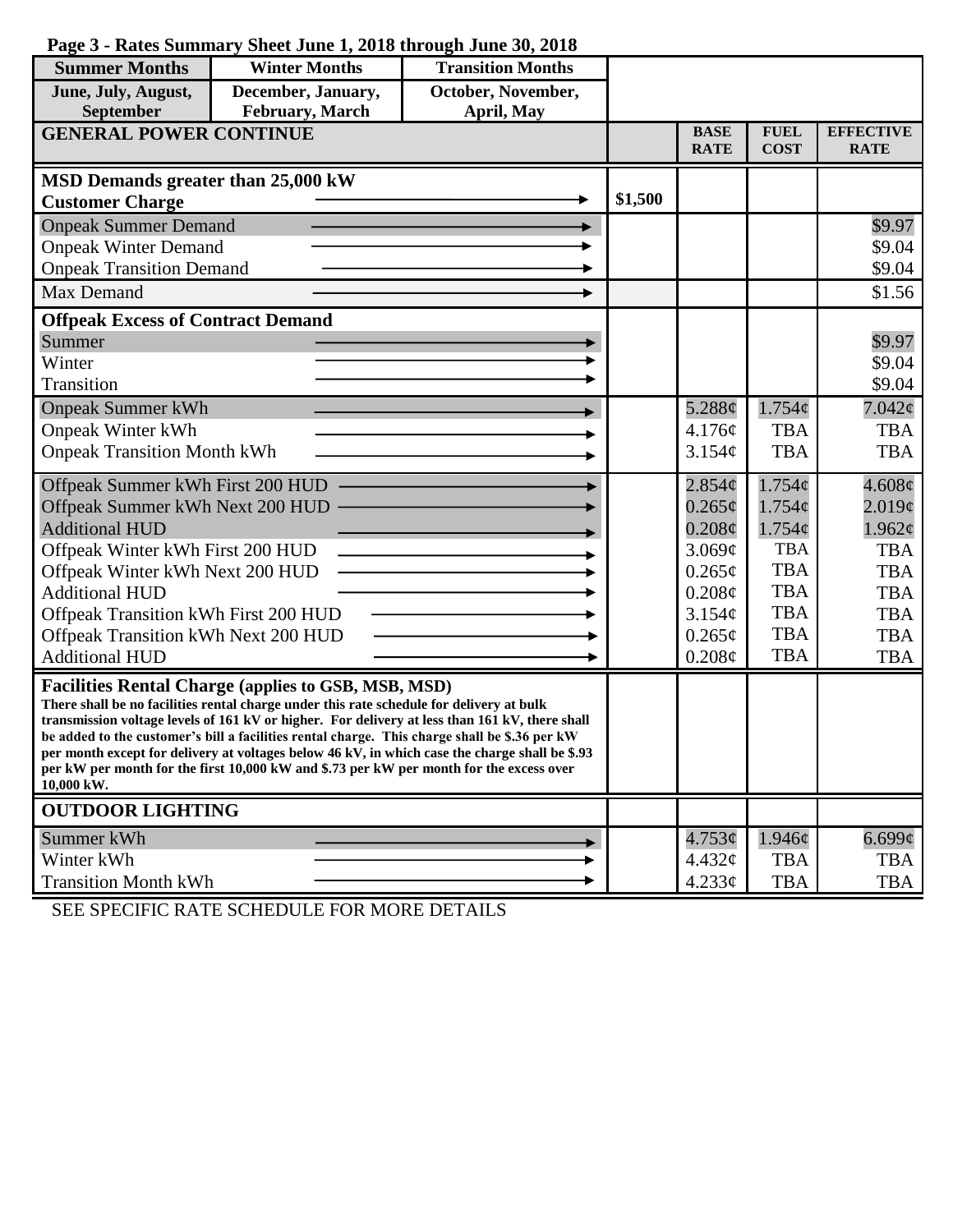**Page 3 - Rates Summary Sheet June 1, 2018 through June 30, 2018**

| Summer Months | Winter Months | Transition Months |
|---|---|---|
| June, July, August, September | December, January, February, March | October, November, April, May |

| GENERAL POWER CONTINUE | | BASE RATE | FUEL COST | EFFECTIVE RATE |
|---|---|---|---|---|
| **MSD Demands greater than 25,000 kW** | | | | |
| **Customer Charge** | $1,500 | | | |
| Onpeak Summer Demand | | | | $9.97 |
| Onpeak Winter Demand | | | | $9.04 |
| Onpeak Transition Demand | | | | $9.04 |
| Max Demand | | | | $1.56 |
| **Offpeak Excess of Contract Demand** | | | | |
| Summer | | | | $9.97 |
| Winter | | | | $9.04 |
| Transition | | | | $9.04 |
| Onpeak Summer kWh | | 5.288¢ | 1.754¢ | 7.042¢ |
| Onpeak Winter kWh | | 4.176¢ | TBA | TBA |
| Onpeak Transition Month kWh | | 3.154¢ | TBA | TBA |
| Offpeak Summer kWh First 200 HUD | | 2.854¢ | 1.754¢ | 4.608¢ |
| Offpeak Summer kWh Next 200 HUD | | 0.265¢ | 1.754¢ | 2.019¢ |
| Additional HUD | | 0.208¢ | 1.754¢ | 1.962¢ |
| Offpeak Winter kWh First 200 HUD | | 3.069¢ | TBA | TBA |
| Offpeak Winter kWh Next 200 HUD | | 0.265¢ | TBA | TBA |
| Additional HUD | | 0.208¢ | TBA | TBA |
| Offpeak Transition kWh First 200 HUD | | 3.154¢ | TBA | TBA |
| Offpeak Transition kWh Next 200 HUD | | 0.265¢ | TBA | TBA |
| Additional HUD | | 0.208¢ | TBA | TBA |

**Facilities Rental Charge (applies to GSB, MSB, MSD)**
**There shall be no facilities rental charge under this rate schedule for delivery at bulk transmission voltage levels of 161 kV or higher. For delivery at less than 161 kV, there shall be added to the customer's bill a facilities rental charge. This charge shall be $.36 per kW per month except for delivery at voltages below 46 kV, in which case the charge shall be $.93 per kW per month for the first 10,000 kW and $.73 per kW per month for the excess over 10,000 kW.**

| OUTDOOR LIGHTING | | BASE RATE | FUEL COST | EFFECTIVE RATE |
|---|---|---|---|---|
| Summer kWh | | 4.753¢ | 1.946¢ | 6.699¢ |
| Winter kWh | | 4.432¢ | TBA | TBA |
| Transition Month kWh | | 4.233¢ | TBA | TBA |

SEE SPECIFIC RATE SCHEDULE FOR MORE DETAILS